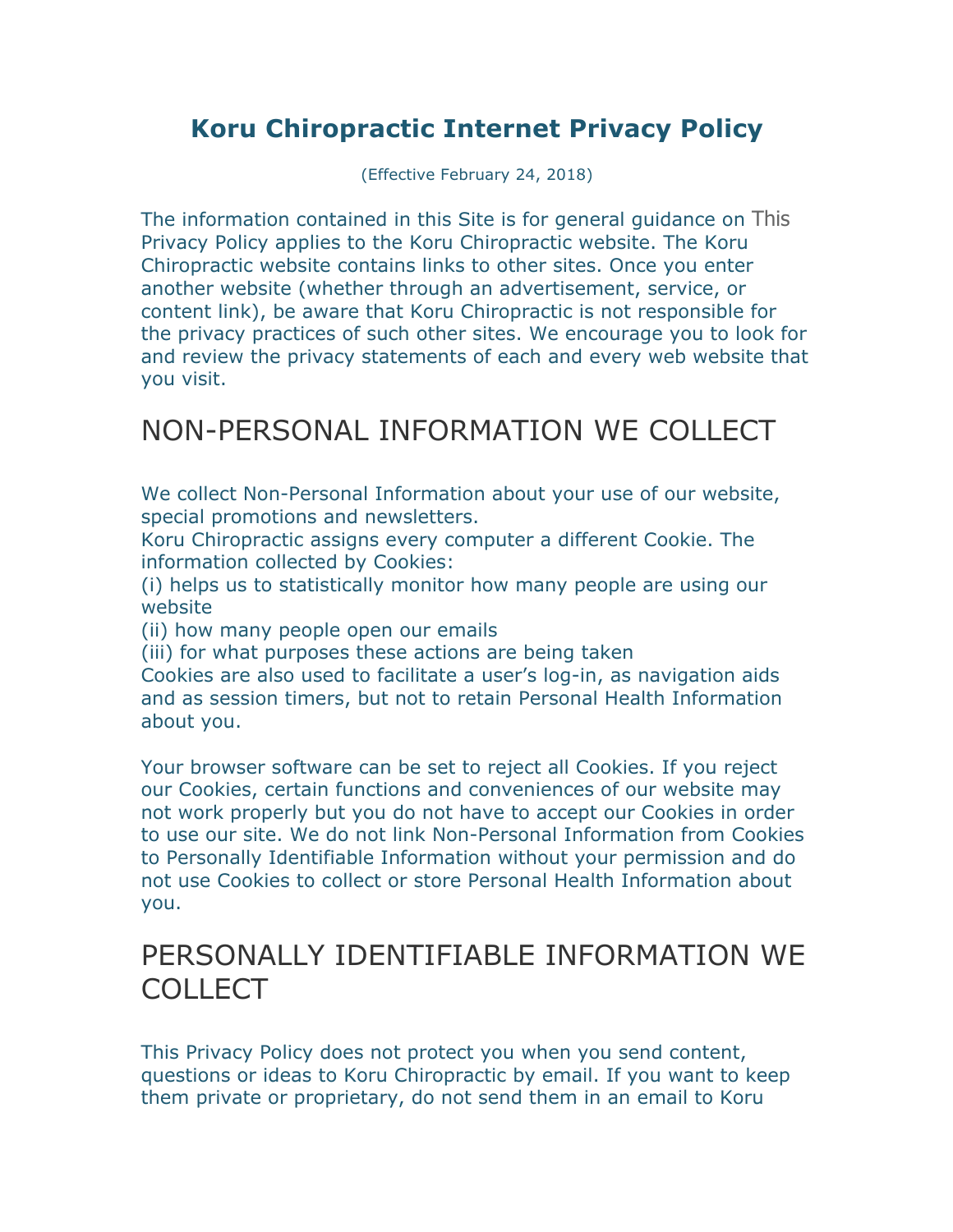# Koru Chiropractic Internet Privacy Policy

(Effective February 24, 2018)

The information contained in this Site is for general guidance on This Privacy Policy applies to the Koru Chiropractic website. The Koru Chiropractic website contains links to other sites. Once you enter another website (whether through an advertisement, service, or content link), be aware that Koru Chiropractic is not responsible for the privacy practices of such other sites. We encourage you to look for and review the privacy statements of each and every web website that you visit.

## NON-PERSONAL INFORMATION WE COLLECT

We collect Non-Personal Information about your use of our website, special promotions and newsletters.
Koru Chiropractic assigns every computer a different Cookie. The information collected by Cookies:
(i) helps us to statistically monitor how many people are using our website
(ii) how many people open our emails
(iii) for what purposes these actions are being taken
Cookies are also used to facilitate a user's log-in, as navigation aids and as session timers, but not to retain Personal Health Information about you.

Your browser software can be set to reject all Cookies. If you reject our Cookies, certain functions and conveniences of our website may not work properly but you do not have to accept our Cookies in order to use our site. We do not link Non-Personal Information from Cookies to Personally Identifiable Information without your permission and do not use Cookies to collect or store Personal Health Information about you.

## PERSONALLY IDENTIFIABLE INFORMATION WE COLLECT

This Privacy Policy does not protect you when you send content, questions or ideas to Koru Chiropractic by email. If you want to keep them private or proprietary, do not send them in an email to Koru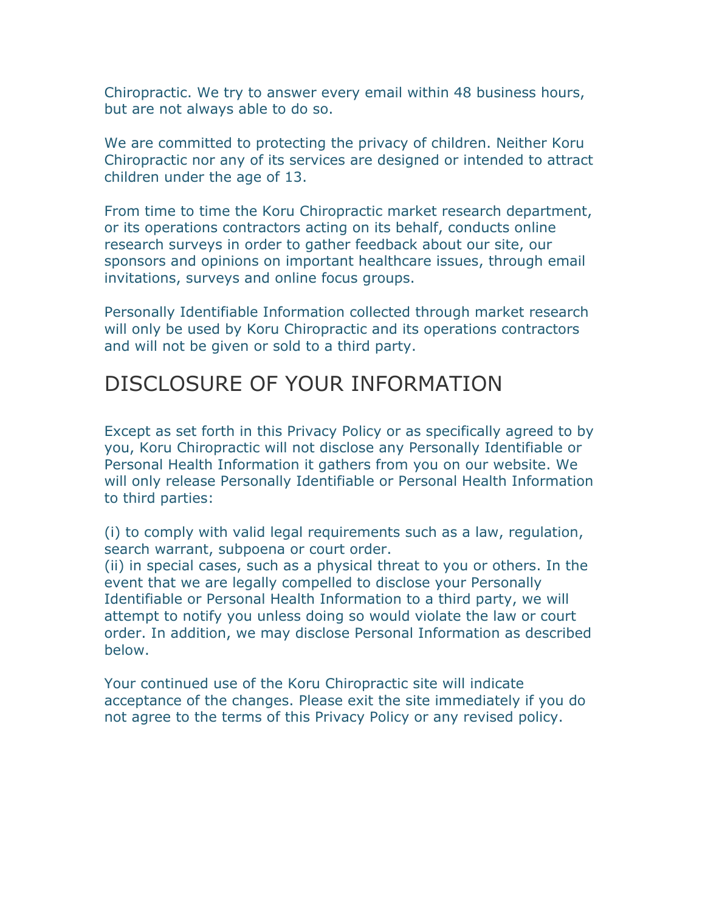Chiropractic. We try to answer every email within 48 business hours, but are not always able to do so.

We are committed to protecting the privacy of children. Neither Koru Chiropractic nor any of its services are designed or intended to attract children under the age of 13.

From time to time the Koru Chiropractic market research department, or its operations contractors acting on its behalf, conducts online research surveys in order to gather feedback about our site, our sponsors and opinions on important healthcare issues, through email invitations, surveys and online focus groups.

Personally Identifiable Information collected through market research will only be used by Koru Chiropractic and its operations contractors and will not be given or sold to a third party.

## DISCLOSURE OF YOUR INFORMATION

Except as set forth in this Privacy Policy or as specifically agreed to by you, Koru Chiropractic will not disclose any Personally Identifiable or Personal Health Information it gathers from you on our website. We will only release Personally Identifiable or Personal Health Information to third parties:

(i) to comply with valid legal requirements such as a law, regulation, search warrant, subpoena or court order.
(ii) in special cases, such as a physical threat to you or others. In the event that we are legally compelled to disclose your Personally Identifiable or Personal Health Information to a third party, we will attempt to notify you unless doing so would violate the law or court order. In addition, we may disclose Personal Information as described below.

Your continued use of the Koru Chiropractic site will indicate acceptance of the changes. Please exit the site immediately if you do not agree to the terms of this Privacy Policy or any revised policy.